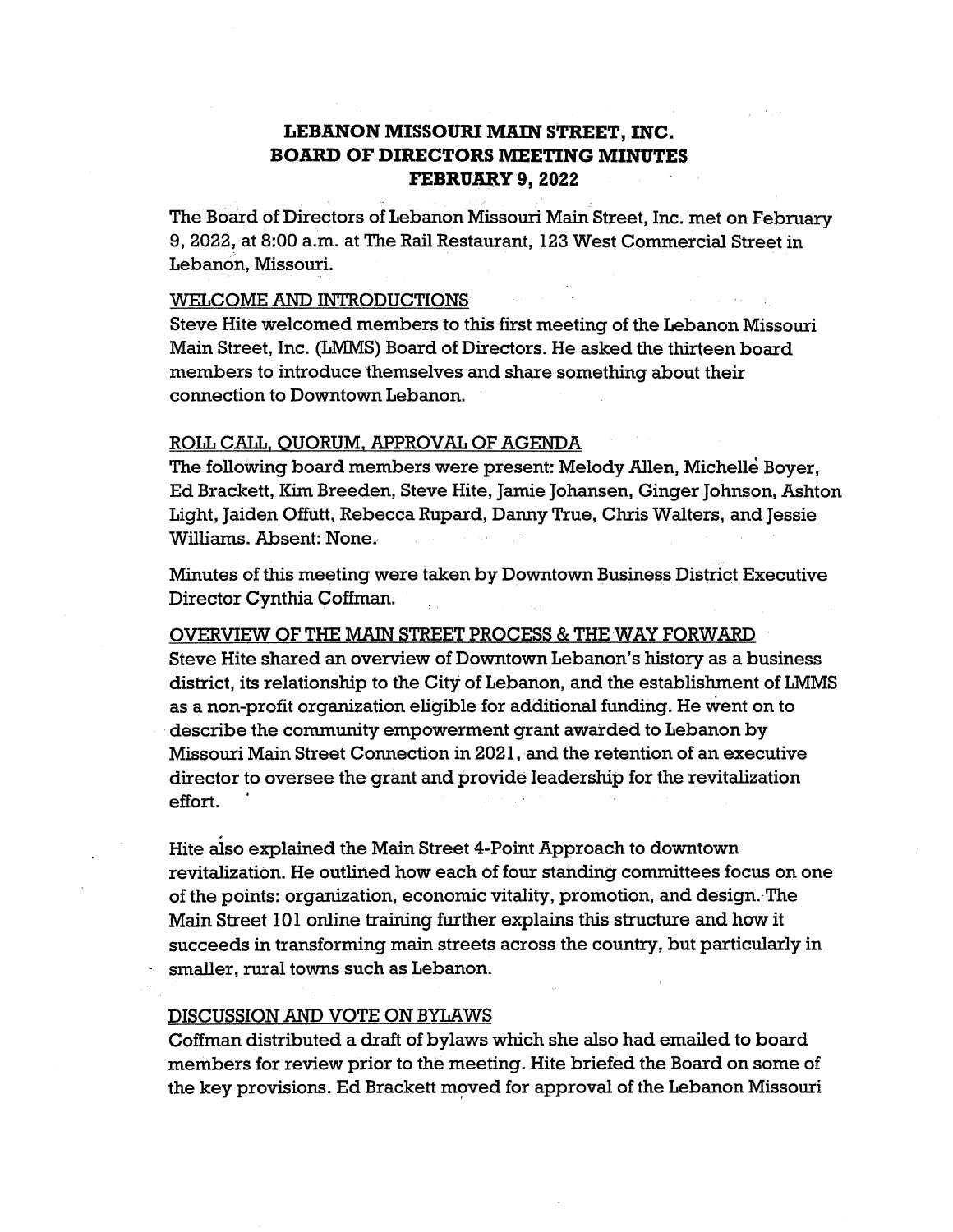# LEBANON MISSOURI MAIN STREET, INC.
# BOARD OF DIRECTORS MEETING MINUTES
# FEBRUARY 9, 2022

The Board of Directors of Lebanon Missouri Main Street, Inc. met on February 9, 2022, at 8:00 a.m. at The Rail Restaurant, 123 West Commercial Street in Lebanon, Missouri.

## WELCOME AND INTRODUCTIONS

Steve Hite welcomed members to this first meeting of the Lebanon Missouri Main Street, Inc. (LMMS) Board of Directors. He asked the thirteen board members to introduce themselves and share something about their connection to Downtown Lebanon.

## ROLL CALL, QUORUM, APPROVAL OF AGENDA

The following board members were present: Melody Allen, Michelle Boyer, Ed Brackett, Kim Breeden, Steve Hite, Jamie Johansen, Ginger Johnson, Ashton Light, Jaiden Offutt, Rebecca Rupard, Danny True, Chris Walters, and Jessie Williams. Absent: None.

Minutes of this meeting were taken by Downtown Business District Executive Director Cynthia Coffman.

## OVERVIEW OF THE MAIN STREET PROCESS & THE WAY FORWARD

Steve Hite shared an overview of Downtown Lebanon's history as a business district, its relationship to the City of Lebanon, and the establishment of LMMS as a non-profit organization eligible for additional funding. He went on to describe the community empowerment grant awarded to Lebanon by Missouri Main Street Connection in 2021, and the retention of an executive director to oversee the grant and provide leadership for the revitalization effort.

Hite also explained the Main Street 4-Point Approach to downtown revitalization. He outlined how each of four standing committees focus on one of the points: organization, economic vitality, promotion, and design. The Main Street 101 online training further explains this structure and how it succeeds in transforming main streets across the country, but particularly in smaller, rural towns such as Lebanon.

## DISCUSSION AND VOTE ON BYLAWS

Coffman distributed a draft of bylaws which she also had emailed to board members for review prior to the meeting. Hite briefed the Board on some of the key provisions. Ed Brackett moved for approval of the Lebanon Missouri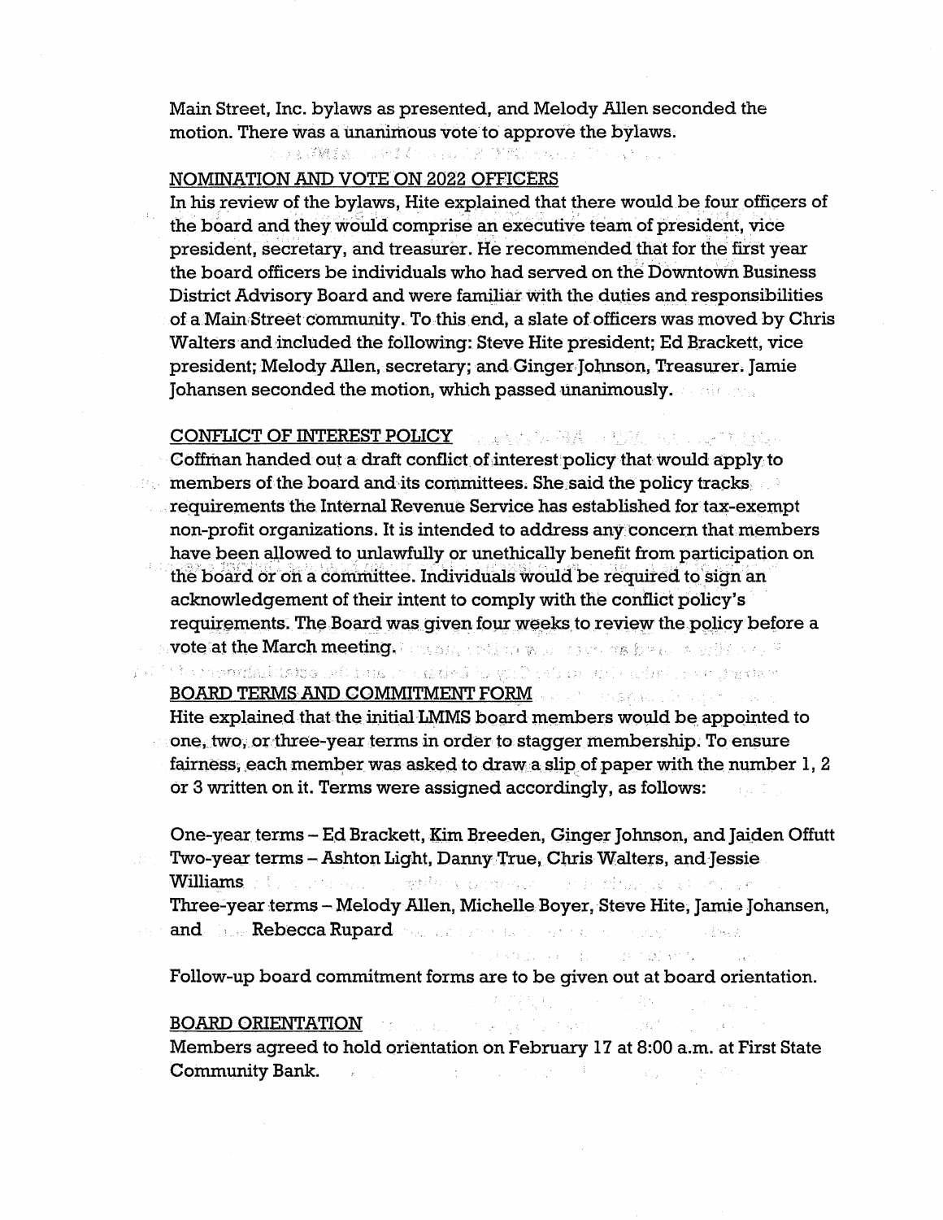Main Street, Inc. bylaws as presented, and Melody Allen seconded the motion. There was a unanimous vote to approve the bylaws.

NOMINATION AND VOTE ON 2022 OFFICERS

In his review of the bylaws, Hite explained that there would be four officers of the board and they would comprise an executive team of president, vice president, secretary, and treasurer. He recommended that for the first year the board officers be individuals who had served on the Downtown Business District Advisory Board and were familiar with the duties and responsibilities of a Main Street community. To this end, a slate of officers was moved by Chris Walters and included the following: Steve Hite president; Ed Brackett, vice president; Melody Allen, secretary; and Ginger Johnson, Treasurer. Jamie Johansen seconded the motion, which passed unanimously.

CONFLICT OF INTEREST POLICY

Coffman handed out a draft conflict of interest policy that would apply to members of the board and its committees. She said the policy tracks requirements the Internal Revenue Service has established for tax-exempt non-profit organizations. It is intended to address any concern that members have been allowed to unlawfully or unethically benefit from participation on the board or on a committee. Individuals would be required to sign an acknowledgement of their intent to comply with the conflict policy's requirements. The Board was given four weeks to review the policy before a vote at the March meeting.

BOARD TERMS AND COMMITMENT FORM

Hite explained that the initial LMMS board members would be appointed to one, two, or three-year terms in order to stagger membership. To ensure fairness, each member was asked to draw a slip of paper with the number 1, 2 or 3 written on it. Terms were assigned accordingly, as follows:

One-year terms – Ed Brackett, Kim Breeden, Ginger Johnson, and Jaiden Offutt
Two-year terms – Ashton Light, Danny True, Chris Walters, and Jessie Williams
Three-year terms – Melody Allen, Michelle Boyer, Steve Hite, Jamie Johansen, and Rebecca Rupard

Follow-up board commitment forms are to be given out at board orientation.

BOARD ORIENTATION

Members agreed to hold orientation on February 17 at 8:00 a.m. at First State Community Bank.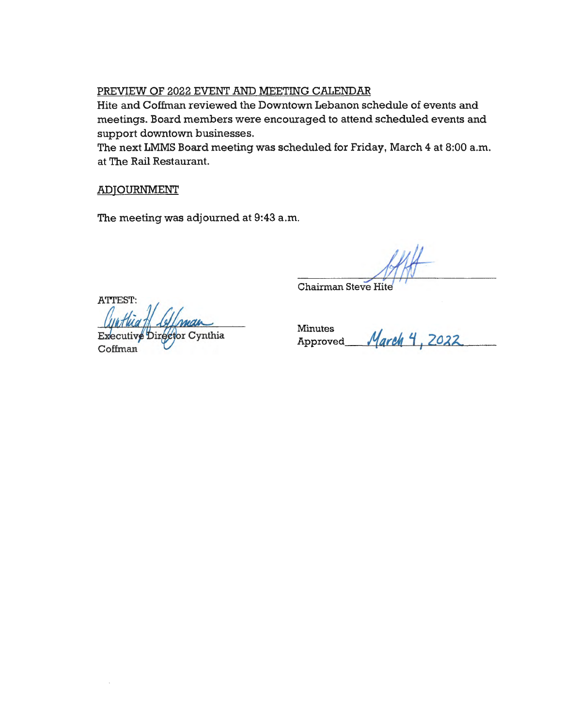PREVIEW OF 2022 EVENT AND MEETING CALENDAR

Hite and Coffman reviewed the Downtown Lebanon schedule of events and meetings. Board members were encouraged to attend scheduled events and support downtown businesses.

The next LMMS Board meeting was scheduled for Friday, March 4 at 8:00 a.m. at The Rail Restaurant.

ADJOURNMENT

The meeting was adjourned at 9:43 a.m.

Chairman Steve Hite

ATTEST:

Executive Director Cynthia Coffman

Minutes Approved March 4, 2022